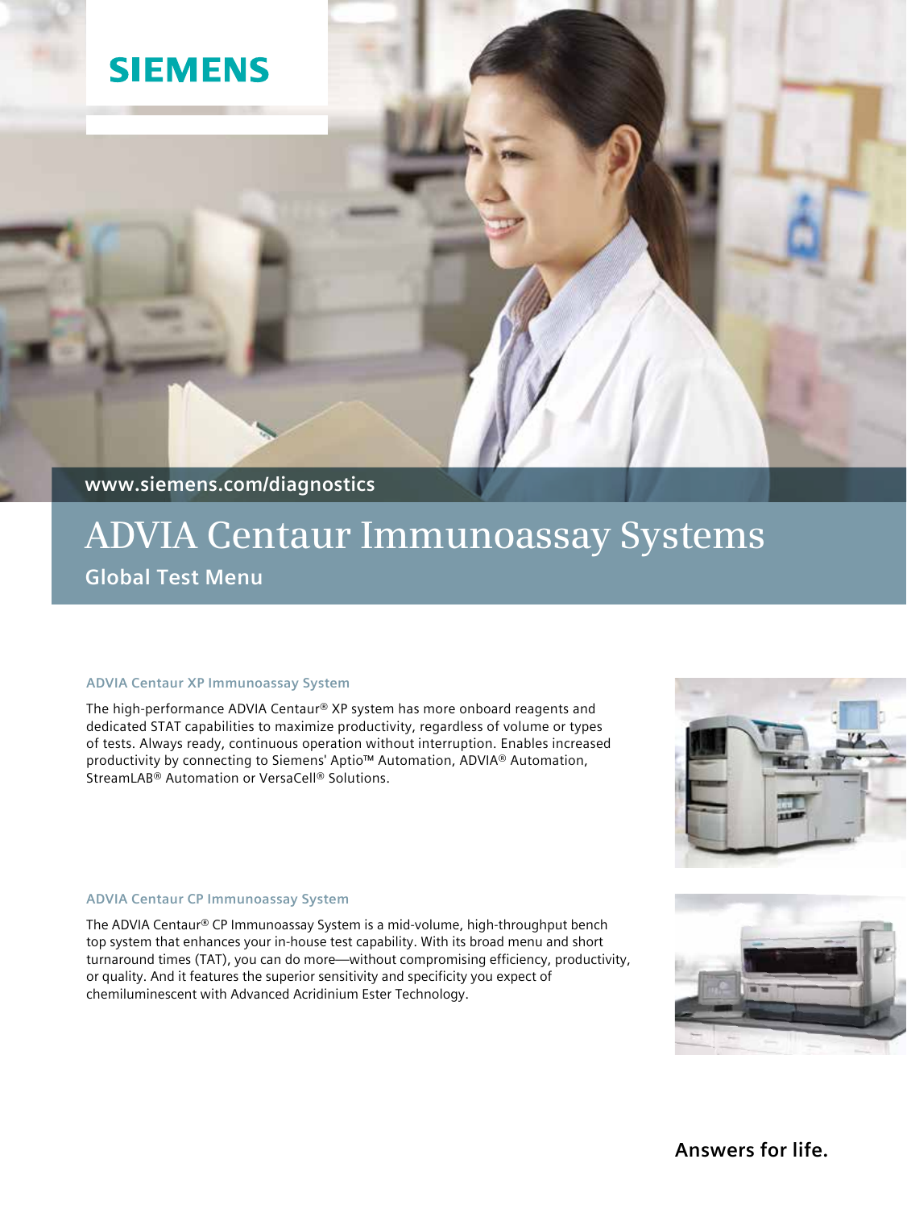SIEMENS

www.siemens.com/diagnostics

# ADVIA Centaur Immunoassay Systems

## Global Test Menu

### ADVIA Centaur XP Immunoassay System

The high-performance ADVIA Centaur® XP system has more onboard reagents and dedicated STAT capabilities to maximize productivity, regardless of volume or types of tests. Always ready, continuous operation without interruption. Enables increased productivity by connecting to Siemens' Aptio™ Automation, ADVIA® Automation, StreamLAB® Automation or VersaCell® Solutions.

### ADVIA Centaur CP Immunoassay System

The ADVIA Centaur® CP Immunoassay System is a mid-volume, high-throughput bench top system that enhances your in-house test capability. With its broad menu and short turnaround times (TAT), you can do more—without compromising efficiency, productivity, or quality. And it features the superior sensitivity and specificity you expect of chemiluminescent with Advanced Acridinium Ester Technology.

Answers for life.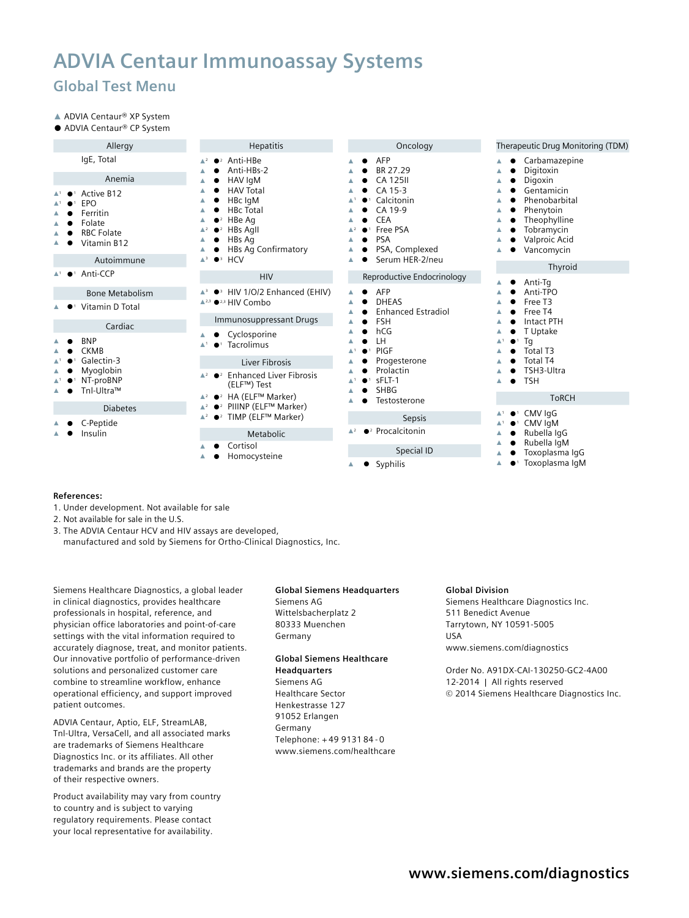# ADVIA Centaur Immunoassay Systems

## Global Test Menu

▲ ADVIA Centaur® XP System
● ADVIA Centaur® CP System

### Allergy

- IgE, Total

### Anemia

- ▲[1] ●[1] Active B12
- ▲[1] ●[1] EPO
- ▲ ● Ferritin
- ▲ ● Folate
- ▲ ● RBC Folate
- ▲ ● Vitamin B12

### Autoimmune

- ▲[1] ●[1] Anti-CCP

### Bone Metabolism

- ▲ ●[1] Vitamin D Total

### Cardiac

- ▲ ● BNP
- ▲ ● CKMB
- ▲[1] ●[1] Galectin-3
- ▲ ● Myoglobin
- ▲[1] ●[1] NT-proBNP
- ▲ ● TnI-Ultra™

### Diabetes

- ▲ ● C-Peptide
- ▲ ● Insulin

### Hepatitis

- ▲[2] ●[2] Anti-HBe
- ▲ ● Anti-HBs-2
- ▲ ● HAV IgM
- ▲ ● HAV Total
- ▲ ● HBc IgM
- ▲ ● HBc Total
- ▲ ●[2] HBe Ag
- ▲[2] ●[2] HBs AgII
- ▲ ● HBs Ag
- ▲ ● HBs Ag Confirmatory
- ▲[3] ●[3] HCV

### HIV

- ▲[3] ●[3] HIV 1/O/2 Enhanced (EHIV)
- ▲[2,3] ●[2,3] HIV Combo

### Immunosuppressant Drugs

- ▲ ● Cyclosporine
- ▲[1] ●[1] Tacrolimus

### Liver Fibrosis

- ▲[2] ●[2] Enhanced Liver Fibrosis (ELF™) Test
- ▲[2] ●[2] HA (ELF™ Marker)
- ▲[2] ●[2] PIIINP (ELF™ Marker)
- ▲[2] ●[2] TIMP (ELF™ Marker)

### Metabolic

- ▲ ● Cortisol
- ▲ ● Homocysteine

### Oncology

- ▲ ● AFP
- ▲ ● BR 27.29
- ▲ ● CA 125II
- ▲ ● CA 15-3
- ▲[1] ●[1] Calcitonin
- ▲ ● CA 19-9
- ▲ ● CEA
- ▲[2] ●[1] Free PSA
- ▲ ● PSA
- ▲ ● PSA, Complexed
- ▲ ● Serum HER-2/neu

### Reproductive Endocrinology

- ▲ ● AFP
- ▲ ● DHEAS
- ▲ ● Enhanced Estradiol
- ▲ ● FSH
- ▲ ● hCG
- ▲ ● LH
- ▲[1] ●[1] PlGF
- ▲ ● Progesterone
- ▲ ● Prolactin
- ▲[1] ●[1] sFLT-1
- ▲ ● SHBG
- ▲ ● Testosterone

### Sepsis

- ▲[2] ●[2] Procalcitonin

### Special ID

- ▲ ● Syphilis

### Therapeutic Drug Monitoring (TDM)

- ▲ ● Carbamazepine
- ▲ ● Digitoxin
- ▲ ● Digoxin
- ▲ ● Gentamicin
- ▲ ● Phenobarbital
- ▲ ● Phenytoin
- ▲ ● Theophylline
- ▲ ● Tobramycin
- ▲ ● Valproic Acid
- ▲ ● Vancomycin

### Thyroid

- ▲ ● Anti-Tg
- ▲ ● Anti-TPO
- ▲ ● Free T3
- ▲ ● Free T4
- ▲ ● Intact PTH
- ▲ ● T Uptake
- ▲[1] ●[1] Tg
- ▲ ● Total T3
- ▲ ● Total T4
- ▲ ● TSH3-Ultra
- ▲ ● TSH

### ToRCH

- ▲[1] ●[1] CMV IgG
- ▲[1] ●[1] CMV IgM
- ▲ ● Rubella IgG
- ▲ ● Rubella IgM
- ▲ ● Toxoplasma IgG
- ▲ ●[1] Toxoplasma IgM

**References:**

1. Under development. Not available for sale
2. Not available for sale in the U.S.
3. The ADVIA Centaur HCV and HIV assays are developed, manufactured and sold by Siemens for Ortho-Clinical Diagnostics, Inc.

Siemens Healthcare Diagnostics, a global leader in clinical diagnostics, provides healthcare professionals in hospital, reference, and physician office laboratories and point-of-care settings with the vital information required to accurately diagnose, treat, and monitor patients. Our innovative portfolio of performance-driven solutions and personalized customer care combine to streamline workflow, enhance operational efficiency, and support improved patient outcomes.

ADVIA Centaur, Aptio, ELF, StreamLAB, TnI-Ultra, VersaCell, and all associated marks are trademarks of Siemens Healthcare Diagnostics Inc. or its affiliates. All other trademarks and brands are the property of their respective owners.

Product availability may vary from country to country and is subject to varying regulatory requirements. Please contact your local representative for availability.

**Global Siemens Headquarters**
Siemens AG
Wittelsbacherplatz 2
80333 Muenchen
Germany

**Global Siemens Healthcare Headquarters**
Siemens AG
Healthcare Sector
Henkestrasse 127
91052 Erlangen
Germany
Telephone: +49 9131 84-0
www.siemens.com/healthcare

**Global Division**
Siemens Healthcare Diagnostics Inc.
511 Benedict Avenue
Tarrytown, NY 10591-5005
USA
www.siemens.com/diagnostics

Order No. A91DX-CAI-130250-GC2-4A00
12-2014 | All rights reserved
© 2014 Siemens Healthcare Diagnostics Inc.

**www.siemens.com/diagnostics**